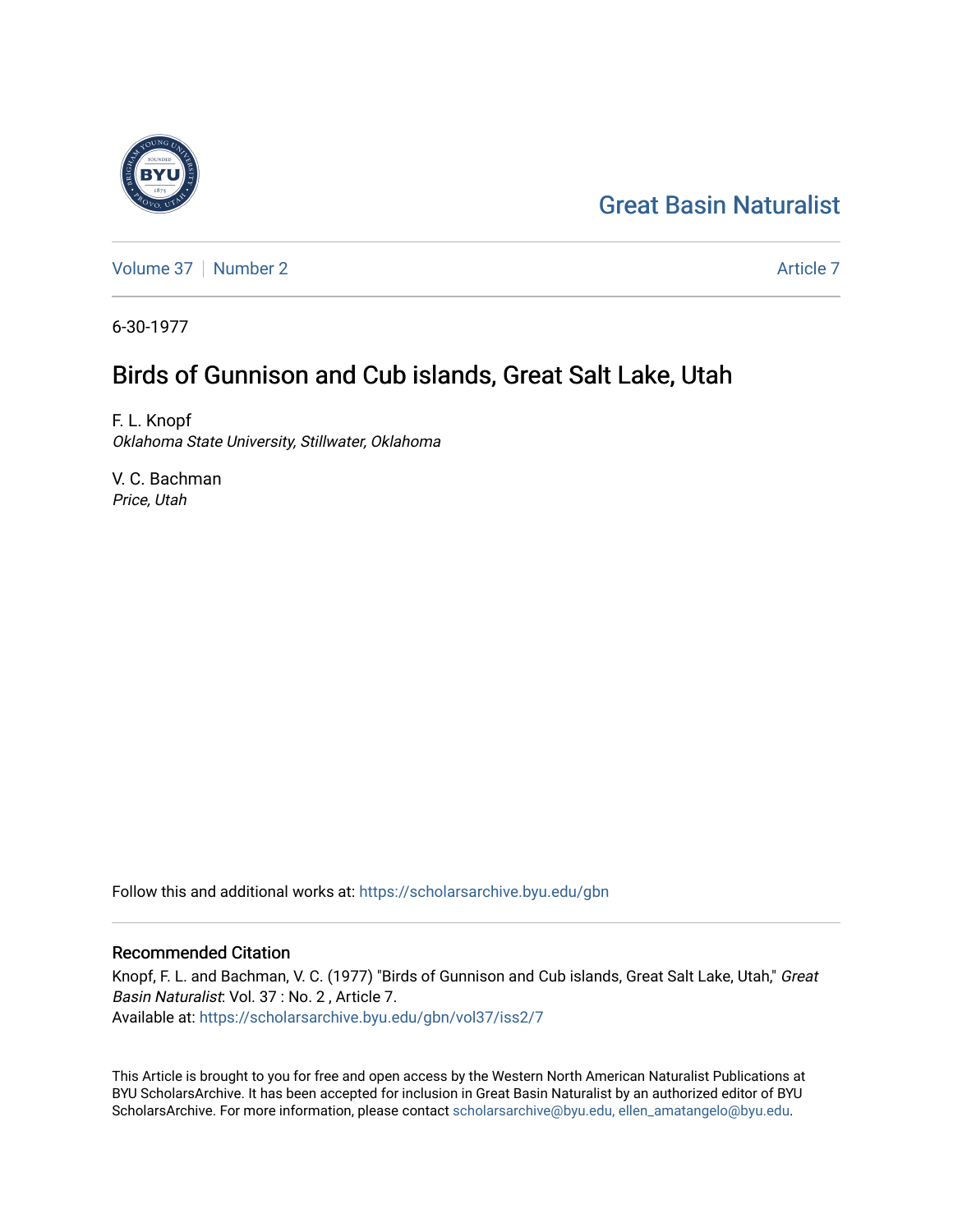Great Basin Naturalist

Volume 37 | Number 2 — Article 7

6-30-1977

# Birds of Gunnison and Cub islands, Great Salt Lake, Utah

F. L. Knopf
*Oklahoma State University, Stillwater, Oklahoma*

V. C. Bachman
*Price, Utah*

Follow this and additional works at: https://scholarsarchive.byu.edu/gbn

## Recommended Citation

Knopf, F. L. and Bachman, V. C. (1977) "Birds of Gunnison and Cub islands, Great Salt Lake, Utah," *Great Basin Naturalist*: Vol. 37 : No. 2 , Article 7.
Available at: https://scholarsarchive.byu.edu/gbn/vol37/iss2/7

This Article is brought to you for free and open access by the Western North American Naturalist Publications at BYU ScholarsArchive. It has been accepted for inclusion in Great Basin Naturalist by an authorized editor of BYU ScholarsArchive. For more information, please contact scholarsarchive@byu.edu, ellen_amatangelo@byu.edu.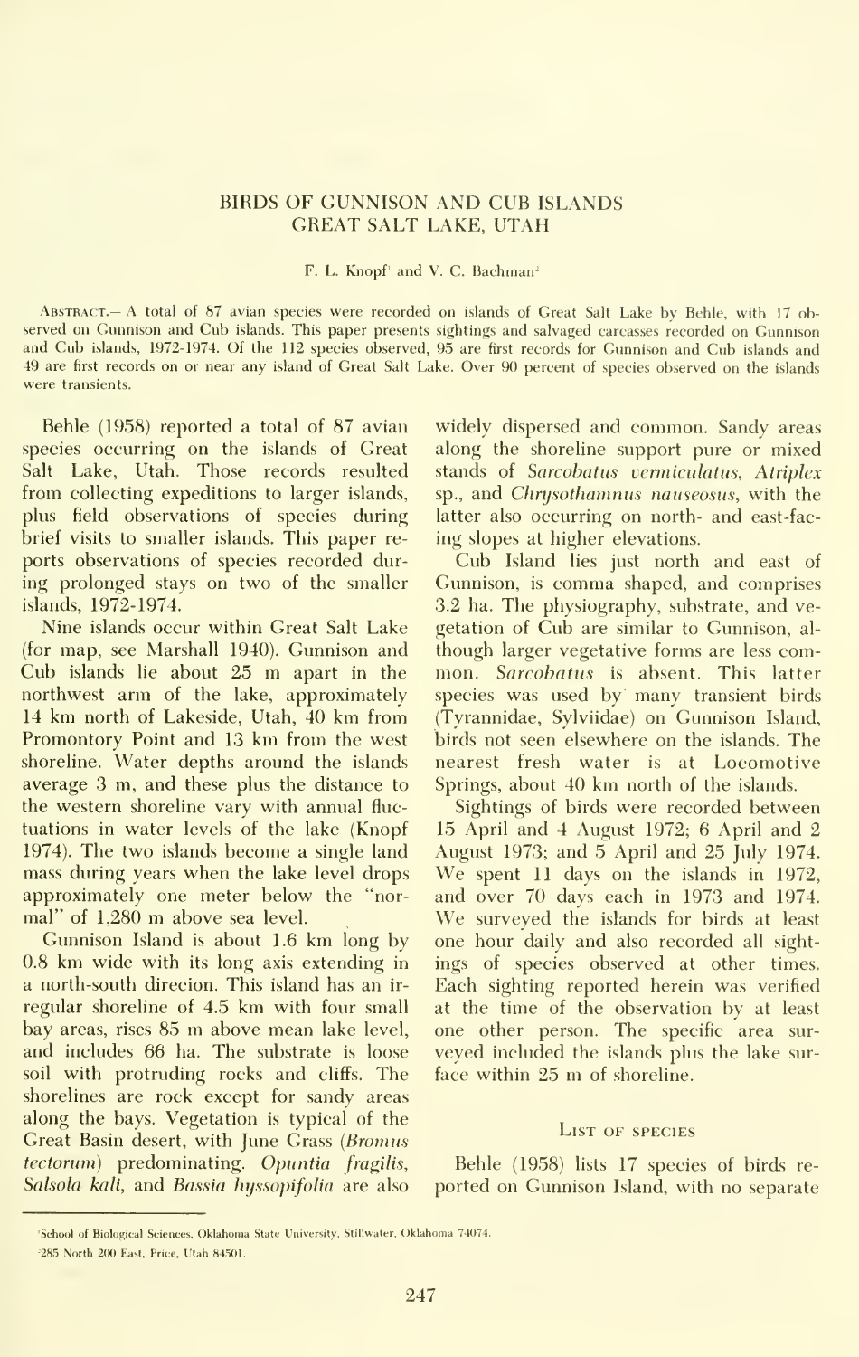# BIRDS OF GUNNISON AND CUB ISLANDS GREAT SALT LAKE, UTAH

F. L. Knopf[1] and V. C. Bachman[2]

Abstract.— A total of 87 avian species were recorded on islands of Great Salt Lake by Behle, with 17 observed on Gunnison and Cub islands. This paper presents sightings and salvaged carcasses recorded on Gunnison and Cub islands, 1972-1974. Of the 112 species observed, 95 are first records for Gunnison and Cub islands and 49 are first records on or near any island of Great Salt Lake. Over 90 percent of species observed on the islands were transients.

Behle (1958) reported a total of 87 avian species occurring on the islands of Great Salt Lake, Utah. Those records resulted from collecting expeditions to larger islands, plus field observations of species during brief visits to smaller islands. This paper reports observations of species recorded during prolonged stays on two of the smaller islands, 1972-1974.

Nine islands occur within Great Salt Lake (for map, see Marshall 1940). Gunnison and Cub islands lie about 25 m apart in the northwest arm of the lake, approximately 14 km north of Lakeside, Utah, 40 km from Promontory Point and 13 km from the west shoreline. Water depths around the islands average 3 m, and these plus the distance to the western shoreline vary with annual fluctuations in water levels of the lake (Knopf 1974). The two islands become a single land mass during years when the lake level drops approximately one meter below the "normal" of 1,280 m above sea level.

Gunnison Island is about 1.6 km long by 0.8 km wide with its long axis extending in a north-south direcion. This island has an irregular shoreline of 4.5 km with four small bay areas, rises 85 m above mean lake level, and includes 66 ha. The substrate is loose soil with protruding rocks and cliffs. The shorelines are rock except for sandy areas along the bays. Vegetation is typical of the Great Basin desert, with June Grass (*Bromus tectorum*) predominating. *Opuntia fragilis*, *Salsola kali*, and *Bassia hyssopifolia* are also widely dispersed and common. Sandy areas along the shoreline support pure or mixed stands of *Sarcobatus vermiculatus*, *Atriplex* sp., and *Chrysothamnus nauseosus*, with the latter also occurring on north- and east-facing slopes at higher elevations.

Cub Island lies just north and east of Gunnison, is comma shaped, and comprises 3.2 ha. The physiography, substrate, and vegetation of Cub are similar to Gunnison, although larger vegetative forms are less common. *Sarcobatus* is absent. This latter species was used by many transient birds (Tyrannidae, Sylviidae) on Gunnison Island, birds not seen elsewhere on the islands. The nearest fresh water is at Locomotive Springs, about 40 km north of the islands.

Sightings of birds were recorded between 15 April and 4 August 1972; 6 April and 2 August 1973; and 5 April and 25 July 1974. We spent 11 days on the islands in 1972, and over 70 days each in 1973 and 1974. We surveyed the islands for birds at least one hour daily and also recorded all sightings of species observed at other times. Each sighting reported herein was verified at the time of the observation by at least one other person. The specific area surveyed included the islands plus the lake surface within 25 m of shoreline.

## List of species

Behle (1958) lists 17 species of birds reported on Gunnison Island, with no separate

[1]School of Biological Sciences, Oklahoma State University, Stillwater, Oklahoma 74074.

[2]285 North 200 East, Price, Utah 84501.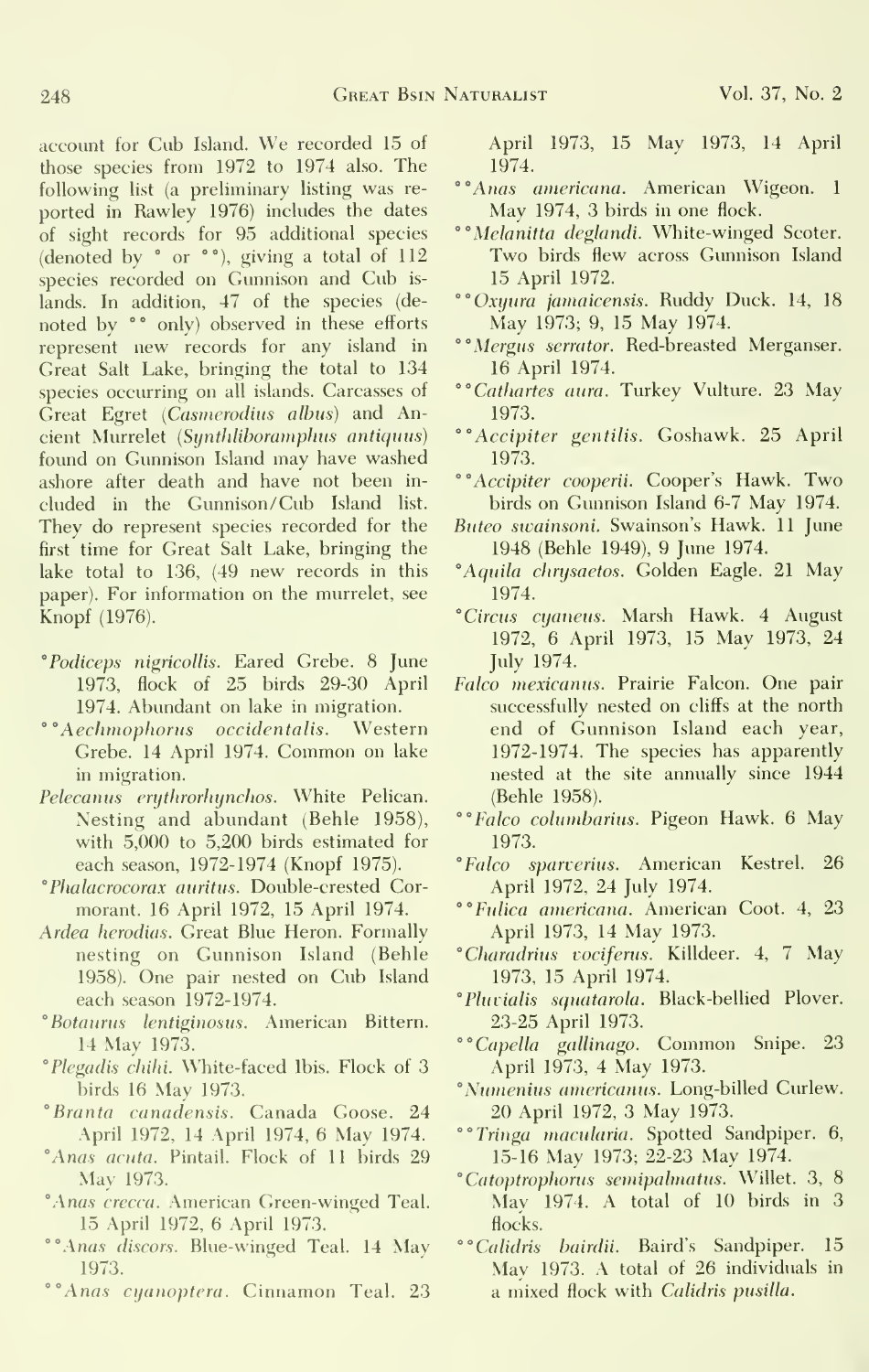account for Cub Island. We recorded 15 of those species from 1972 to 1974 also. The following list (a preliminary listing was reported in Rawley 1976) includes the dates of sight records for 95 additional species (denoted by * or **), giving a total of 112 species recorded on Gunnison and Cub islands. In addition, 47 of the species (denoted by ** only) observed in these efforts represent new records for any island in Great Salt Lake, bringing the total to 134 species occurring on all islands. Carcasses of Great Egret (*Casmerodius albus*) and Ancient Murrelet (*Synthliboramphus antiquus*) found on Gunnison Island may have washed ashore after death and have not been included in the Gunnison/Cub Island list. They do represent species recorded for the first time for Great Salt Lake, bringing the lake total to 136, (49 new records in this paper). For information on the murrelet, see Knopf (1976).

*\*Podiceps nigricollis*. Eared Grebe. 8 June 1973, flock of 25 birds 29-30 April 1974. Abundant on lake in migration.

*\*\*Aechmophorus occidentalis*. Western Grebe. 14 April 1974. Common on lake in migration.

*Pelecanus erythrorhynchos*. White Pelican. Nesting and abundant (Behle 1958), with 5,000 to 5,200 birds estimated for each season, 1972-1974 (Knopf 1975).

*\*Phalacrocorax auritus*. Double-crested Cormorant. 16 April 1972, 15 April 1974.

*Ardea herodias*. Great Blue Heron. Formally nesting on Gunnison Island (Behle 1958). One pair nested on Cub Island each season 1972-1974.

*\*Botaurus lentiginosus*. American Bittern. 14 May 1973.

*\*Plegadis chihi*. White-faced Ibis. Flock of 3 birds 16 May 1973.

*\*Branta canadensis*. Canada Goose. 24 April 1972, 14 April 1974, 6 May 1974.

*\*Anas acuta*. Pintail. Flock of 11 birds 29 May 1973.

*\*Anas crecca*. American Green-winged Teal. 15 April 1972, 6 April 1973.

*\*\*Anas discors*. Blue-winged Teal. 14 May 1973.

*\*\*Anas cyanoptera*. Cinnamon Teal. 23 April 1973, 15 May 1973, 14 April 1974.

*\*\*Anas americana*. American Wigeon. 1 May 1974, 3 birds in one flock.

*\*\*Melanitta deglandi*. White-winged Scoter. Two birds flew across Gunnison Island 15 April 1972.

*\*\*Oxyura jamaicensis*. Ruddy Duck. 14, 18 May 1973; 9, 15 May 1974.

*\*\*Mergus serrator*. Red-breasted Merganser. 16 April 1974.

*\*\*Cathartes aura*. Turkey Vulture. 23 May 1973.

*\*\*Accipiter gentilis*. Goshawk. 25 April 1973.

*\*\*Accipiter cooperii*. Cooper's Hawk. Two birds on Gunnison Island 6-7 May 1974.

*Buteo swainsoni*. Swainson's Hawk. 11 June 1948 (Behle 1949), 9 June 1974.

*\*Aquila chrysaetos*. Golden Eagle. 21 May 1974.

*\*Circus cyaneus*. Marsh Hawk. 4 August 1972, 6 April 1973, 15 May 1973, 24 July 1974.

*Falco mexicanus*. Prairie Falcon. One pair successfully nested on cliffs at the north end of Gunnison Island each year, 1972-1974. The species has apparently nested at the site annually since 1944 (Behle 1958).

*\*\*Falco columbarius*. Pigeon Hawk. 6 May 1973.

*\*Falco sparverius*. American Kestrel. 26 April 1972, 24 July 1974.

*\*\*Fulica americana*. American Coot. 4, 23 April 1973, 14 May 1973.

*\*Charadrius vociferus*. Killdeer. 4, 7 May 1973, 15 April 1974.

*\*Pluvialis squatarola*. Black-bellied Plover. 23-25 April 1973.

*\*\*Capella gallinago*. Common Snipe. 23 April 1973, 4 May 1973.

*\*Numenius americanus*. Long-billed Curlew. 20 April 1972, 3 May 1973.

*\*\*Tringa macularia*. Spotted Sandpiper. 6, 15-16 May 1973; 22-23 May 1974.

*\*Catoptrophorus semipalmatus*. Willet. 3, 8 May 1974. A total of 10 birds in 3 flocks.

*\*\*Calidris bairdii*. Baird's Sandpiper. 15 May 1973. A total of 26 individuals in a mixed flock with *Calidris pusilla*.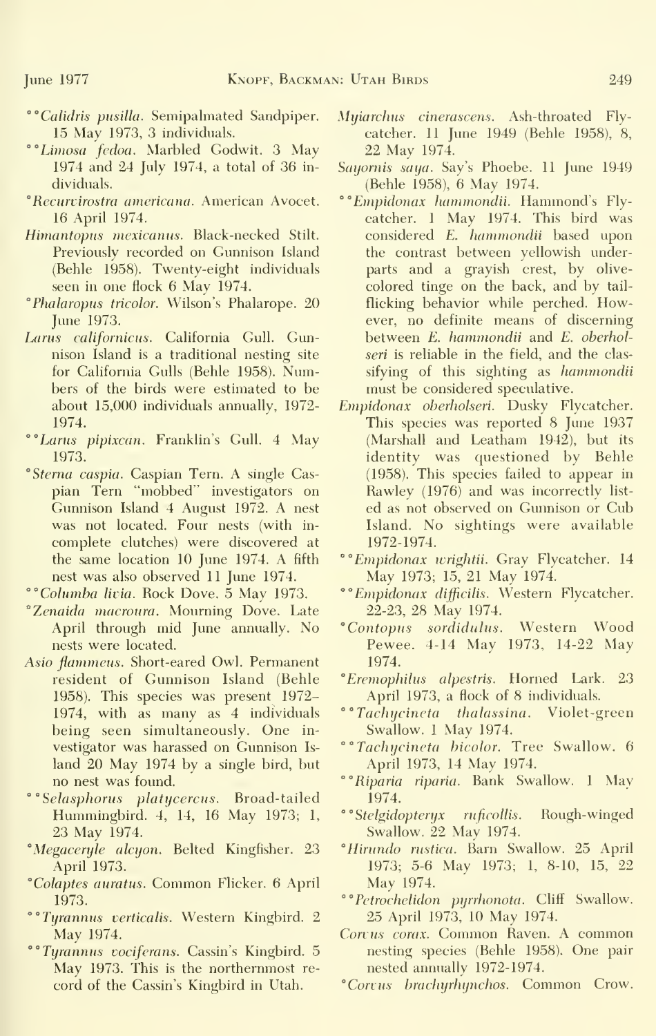**Calidris pusilla*. Semipalmated Sandpiper. 15 May 1973, 3 individuals.

**Limosa fedoa*. Marbled Godwit. 3 May 1974 and 24 July 1974, a total of 36 individuals.

*Recurvirostra americana*. American Avocet. 16 April 1974.

*Himantopus mexicanus*. Black-necked Stilt. Previously recorded on Gunnison Island (Behle 1958). Twenty-eight individuals seen in one flock 6 May 1974.

*Phalaropus tricolor*. Wilson's Phalarope. 20 June 1973.

*Larus californicus*. California Gull. Gunnison Island is a traditional nesting site for California Gulls (Behle 1958). Numbers of the birds were estimated to be about 15,000 individuals annually, 1972-1974.

**Larus pipixcan*. Franklin's Gull. 4 May 1973.

*Sterna caspia*. Caspian Tern. A single Caspian Tern "mobbed" investigators on Gunnison Island 4 August 1972. A nest was not located. Four nests (with incomplete clutches) were discovered at the same location 10 June 1974. A fifth nest was also observed 11 June 1974.

**Columba livia*. Rock Dove. 5 May 1973.

*Zenaida macroura*. Mourning Dove. Late April through mid June annually. No nests were located.

*Asio flammeus*. Short-eared Owl. Permanent resident of Gunnison Island (Behle 1958). This species was present 1972–1974, with as many as 4 individuals being seen simultaneously. One investigator was harassed on Gunnison Island 20 May 1974 by a single bird, but no nest was found.

**Selasphorus platycercus*. Broad-tailed Hummingbird. 4, 14, 16 May 1973; 1, 23 May 1974.

*Megaceryle alcyon*. Belted Kingfisher. 23 April 1973.

*Colaptes auratus*. Common Flicker. 6 April 1973.

**Tyrannus verticalis*. Western Kingbird. 2 May 1974.

**Tyrannus vociferans*. Cassin's Kingbird. 5 May 1973. This is the northernmost record of the Cassin's Kingbird in Utah.

*Myiarchus cinerascens*. Ash-throated Flycatcher. 11 June 1949 (Behle 1958), 8, 22 May 1974.

*Sayornis saya*. Say's Phoebe. 11 June 1949 (Behle 1958), 6 May 1974.

**Empidonax hammondii*. Hammond's Flycatcher. 1 May 1974. This bird was considered *E. hammondii* based upon the contrast between yellowish underparts and a grayish crest, by olive-colored tinge on the back, and by tail-flicking behavior while perched. However, no definite means of discerning between *E. hammondii* and *E. oberholseri* is reliable in the field, and the classifying of this sighting as *hammondii* must be considered speculative.

*Empidonax oberholseri*. Dusky Flycatcher. This species was reported 8 June 1937 (Marshall and Leatham 1942), but its identity was questioned by Behle (1958). This species failed to appear in Rawley (1976) and was incorrectly listed as not observed on Gunnison or Cub Island. No sightings were available 1972-1974.

**Empidonax wrightii*. Gray Flycatcher. 14 May 1973; 15, 21 May 1974.

**Empidonax difficilis*. Western Flycatcher. 22-23, 28 May 1974.

*Contopus sordidulus*. Western Wood Pewee. 4-14 May 1973, 14-22 May 1974.

*Eremophilus alpestris*. Horned Lark. 23 April 1973, a flock of 8 individuals.

**Tachycineta thalassina*. Violet-green Swallow. 1 May 1974.

**Tachycineta bicolor*. Tree Swallow. 6 April 1973, 14 May 1974.

**Riparia riparia*. Bank Swallow. 1 May 1974.

**Stelgidopteryx ruficollis*. Rough-winged Swallow. 22 May 1974.

*Hirundo rustica*. Barn Swallow. 25 April 1973; 5-6 May 1973; 1, 8-10, 15, 22 May 1974.

**Petrochelidon pyrrhonota*. Cliff Swallow. 25 April 1973, 10 May 1974.

*Corvus corax*. Common Raven. A common nesting species (Behle 1958). One pair nested annually 1972-1974.

*Corvus brachyrhynchos*. Common Crow.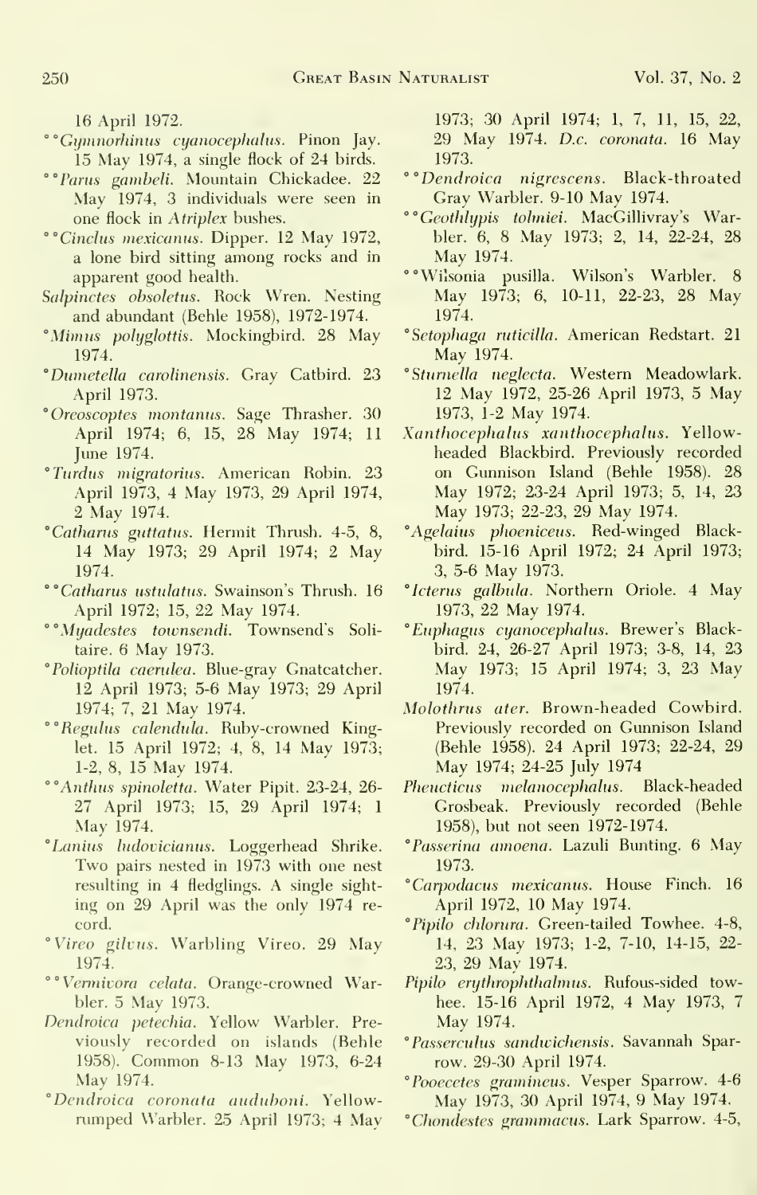16 April 1972.

°°*Gymnorhinus cyanocephalus*. Pinon Jay. 15 May 1974, a single flock of 24 birds.

°°*Parus gambeli*. Mountain Chickadee. 22 May 1974, 3 individuals were seen in one flock in *Atriplex* bushes.

°°*Cinclus mexicanus*. Dipper. 12 May 1972, a lone bird sitting among rocks and in apparent good health.

*Salpinctes obsoletus*. Rock Wren. Nesting and abundant (Behle 1958), 1972-1974.

°*Mimus polyglottis*. Mockingbird. 28 May 1974.

°*Dumetella carolinensis*. Gray Catbird. 23 April 1973.

°*Oreoscoptes montanus*. Sage Thrasher. 30 April 1974; 6, 15, 28 May 1974; 11 June 1974.

°*Turdus migratorius*. American Robin. 23 April 1973, 4 May 1973, 29 April 1974, 2 May 1974.

°*Catharus guttatus*. Hermit Thrush. 4-5, 8, 14 May 1973; 29 April 1974; 2 May 1974.

°°*Catharus ustulatus*. Swainson's Thrush. 16 April 1972; 15, 22 May 1974.

°°*Myadestes townsendi*. Townsend's Solitaire. 6 May 1973.

°*Polioptila caerulea*. Blue-gray Gnatcatcher. 12 April 1973; 5-6 May 1973; 29 April 1974; 7, 21 May 1974.

°°*Regulus calendula*. Ruby-crowned Kinglet. 15 April 1972; 4, 8, 14 May 1973; 1-2, 8, 15 May 1974.

°°*Anthus spinoletta*. Water Pipit. 23-24, 26-27 April 1973; 15, 29 April 1974; 1 May 1974.

°*Lanius ludovicianus*. Loggerhead Shrike. Two pairs nested in 1973 with one nest resulting in 4 fledglings. A single sighting on 29 April was the only 1974 record.

°*Vireo gilvus*. Warbling Vireo. 29 May 1974.

°°*Vermivora celata*. Orange-crowned Warbler. 5 May 1973.

*Dendroica petechia*. Yellow Warbler. Previously recorded on islands (Behle 1958). Common 8-13 May 1973, 6-24 May 1974.

°*Dendroica coronata auduboni*. Yellow-rumped Warbler. 25 April 1973; 4 May 1973; 30 April 1974; 1, 7, 11, 15, 22, 29 May 1974. *D.c. coronata*. 16 May 1973.

°°*Dendroica nigrescens*. Black-throated Gray Warbler. 9-10 May 1974.

°°*Geothlypis tolmiei*. MacGillivray's Warbler. 6, 8 May 1973; 2, 14, 22-24, 28 May 1974.

°°Wilsonia pusilla. Wilson's Warbler. 8 May 1973; 6, 10-11, 22-23, 28 May 1974.

°*Setophaga ruticilla*. American Redstart. 21 May 1974.

°*Sturnella neglecta*. Western Meadowlark. 12 May 1972, 25-26 April 1973, 5 May 1973, 1-2 May 1974.

*Xanthocephalus xanthocephalus*. Yellow-headed Blackbird. Previously recorded on Gunnison Island (Behle 1958). 28 May 1972; 23-24 April 1973; 5, 14, 23 May 1973; 22-23, 29 May 1974.

°*Agelaius phoeniceus*. Red-winged Blackbird. 15-16 April 1972; 24 April 1973; 3, 5-6 May 1973.

°*Icterus galbula*. Northern Oriole. 4 May 1973, 22 May 1974.

°*Euphagus cyanocephalus*. Brewer's Blackbird. 24, 26-27 April 1973; 3-8, 14, 23 May 1973; 15 April 1974; 3, 23 May 1974.

*Molothrus ater*. Brown-headed Cowbird. Previously recorded on Gunnison Island (Behle 1958). 24 April 1973; 22-24, 29 May 1974; 24-25 July 1974

*Pheucticus melanocephalus*. Black-headed Grosbeak. Previously recorded (Behle 1958), but not seen 1972-1974.

°*Passerina amoena*. Lazuli Bunting. 6 May 1973.

°*Carpodacus mexicanus*. House Finch. 16 April 1972, 10 May 1974.

°*Pipilo chlorura*. Green-tailed Towhee. 4-8, 14, 23 May 1973; 1-2, 7-10, 14-15, 22-23, 29 May 1974.

*Pipilo erythrophthalmus*. Rufous-sided towhee. 15-16 April 1972, 4 May 1973, 7 May 1974.

°*Passerculus sandwichensis*. Savannah Sparrow. 29-30 April 1974.

°*Pooecetes gramineus*. Vesper Sparrow. 4-6 May 1973, 30 April 1974, 9 May 1974.

°*Chondestes grammacus*. Lark Sparrow. 4-5,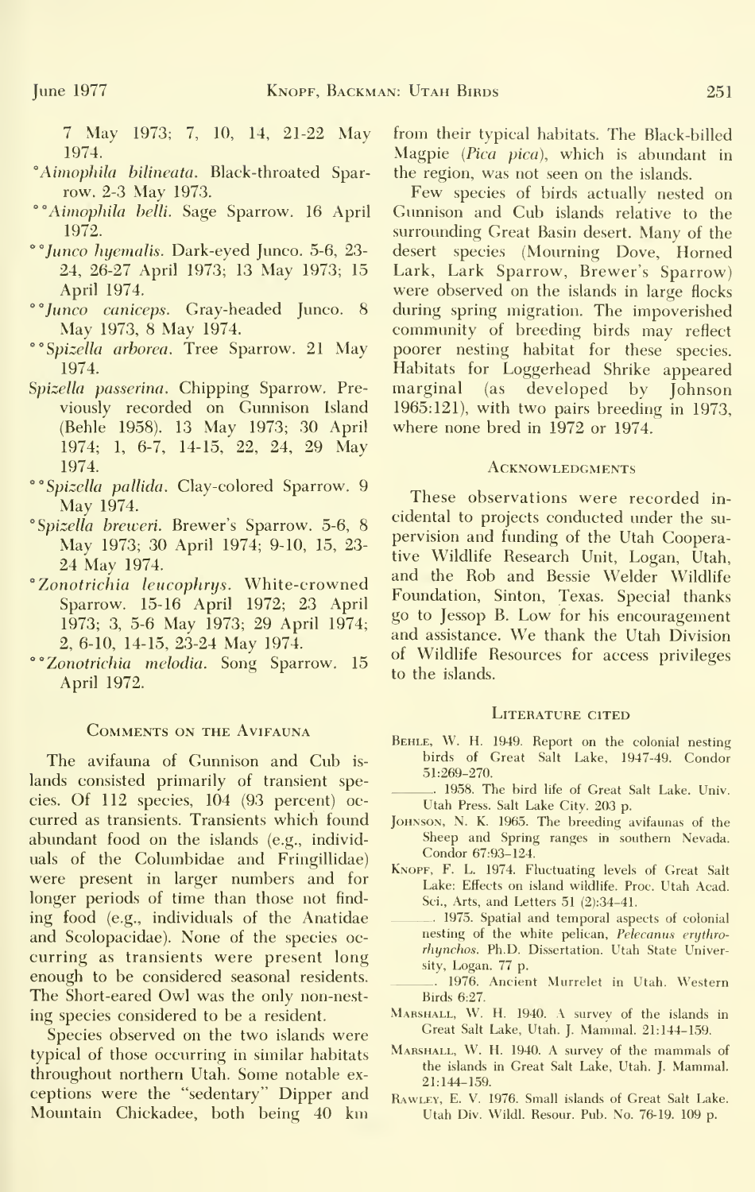7 May 1973; 7, 10, 14, 21-22 May 1974.

*Aimophila bilineata*. Black-throated Sparrow. 2-3 May 1973.

**Aimophila belli*. Sage Sparrow. 16 April 1972.

**Junco hyemalis*. Dark-eyed Junco. 5-6, 23-24, 26-27 April 1973; 13 May 1973; 15 April 1974.

**Junco caniceps*. Gray-headed Junco. 8 May 1973, 8 May 1974.

**Spizella arborea*. Tree Sparrow. 21 May 1974.

*Spizella passerina*. Chipping Sparrow. Previously recorded on Gunnison Island (Behle 1958). 13 May 1973; 30 April 1974; 1, 6-7, 14-15, 22, 24, 29 May 1974.

**Spizella pallida*. Clay-colored Sparrow. 9 May 1974.

*Spizella breweri*. Brewer's Sparrow. 5-6, 8 May 1973; 30 April 1974; 9-10, 15, 23-24 May 1974.

*Zonotrichia leucophrys*. White-crowned Sparrow. 15-16 April 1972; 23 April 1973; 3, 5-6 May 1973; 29 April 1974; 2, 6-10, 14-15, 23-24 May 1974.

**Zonotrichia melodia*. Song Sparrow. 15 April 1972.

## Comments on the Avifauna

The avifauna of Gunnison and Cub islands consisted primarily of transient species. Of 112 species, 104 (93 percent) occurred as transients. Transients which found abundant food on the islands (e.g., individuals of the Columbidae and Fringillidae) were present in larger numbers and for longer periods of time than those not finding food (e.g., individuals of the Anatidae and Scolopacidae). None of the species occurring as transients were present long enough to be considered seasonal residents. The Short-eared Owl was the only non-nesting species considered to be a resident.

Species observed on the two islands were typical of those occurring in similar habitats throughout northern Utah. Some notable exceptions were the "sedentary" Dipper and Mountain Chickadee, both being 40 km from their typical habitats. The Black-billed Magpie (*Pica pica*), which is abundant in the region, was not seen on the islands.

Few species of birds actually nested on Gunnison and Cub islands relative to the surrounding Great Basin desert. Many of the desert species (Mourning Dove, Horned Lark, Lark Sparrow, Brewer's Sparrow) were observed on the islands in large flocks during spring migration. The impoverished community of breeding birds may reflect poorer nesting habitat for these species. Habitats for Loggerhead Shrike appeared marginal (as developed by Johnson 1965:121), with two pairs breeding in 1973, where none bred in 1972 or 1974.

## Acknowledgments

These observations were recorded incidental to projects conducted under the supervision and funding of the Utah Cooperative Wildlife Research Unit, Logan, Utah, and the Rob and Bessie Welder Wildlife Foundation, Sinton, Texas. Special thanks go to Jessop B. Low for his encouragement and assistance. We thank the Utah Division of Wildlife Resources for access privileges to the islands.

## Literature Cited

Behle, W. H. 1949. Report on the colonial nesting birds of Great Salt Lake, 1947-49. Condor 51:269-270.

———. 1958. The bird life of Great Salt Lake. Univ. Utah Press. Salt Lake City. 203 p.

Johnson, N. K. 1965. The breeding avifaunas of the Sheep and Spring ranges in southern Nevada. Condor 67:93-124.

Knopf, F. L. 1974. Fluctuating levels of Great Salt Lake: Effects on island wildlife. Proc. Utah Acad. Sci., Arts, and Letters 51 (2):34-41.

———. 1975. Spatial and temporal aspects of colonial nesting of the white pelican, *Pelecanus erythrorhynchos*. Ph.D. Dissertation. Utah State University, Logan. 77 p.

———. 1976. Ancient Murrelet in Utah. Western Birds 6:27.

Marshall, W. H. 1940. A survey of the islands in Great Salt Lake, Utah. J. Mammal. 21:144-159.

Marshall, W. H. 1940. A survey of the mammals of the islands in Great Salt Lake, Utah. J. Mammal. 21:144-159.

Rawley, E. V. 1976. Small islands of Great Salt Lake. Utah Div. Wildl. Resour. Pub. No. 76-19. 109 p.